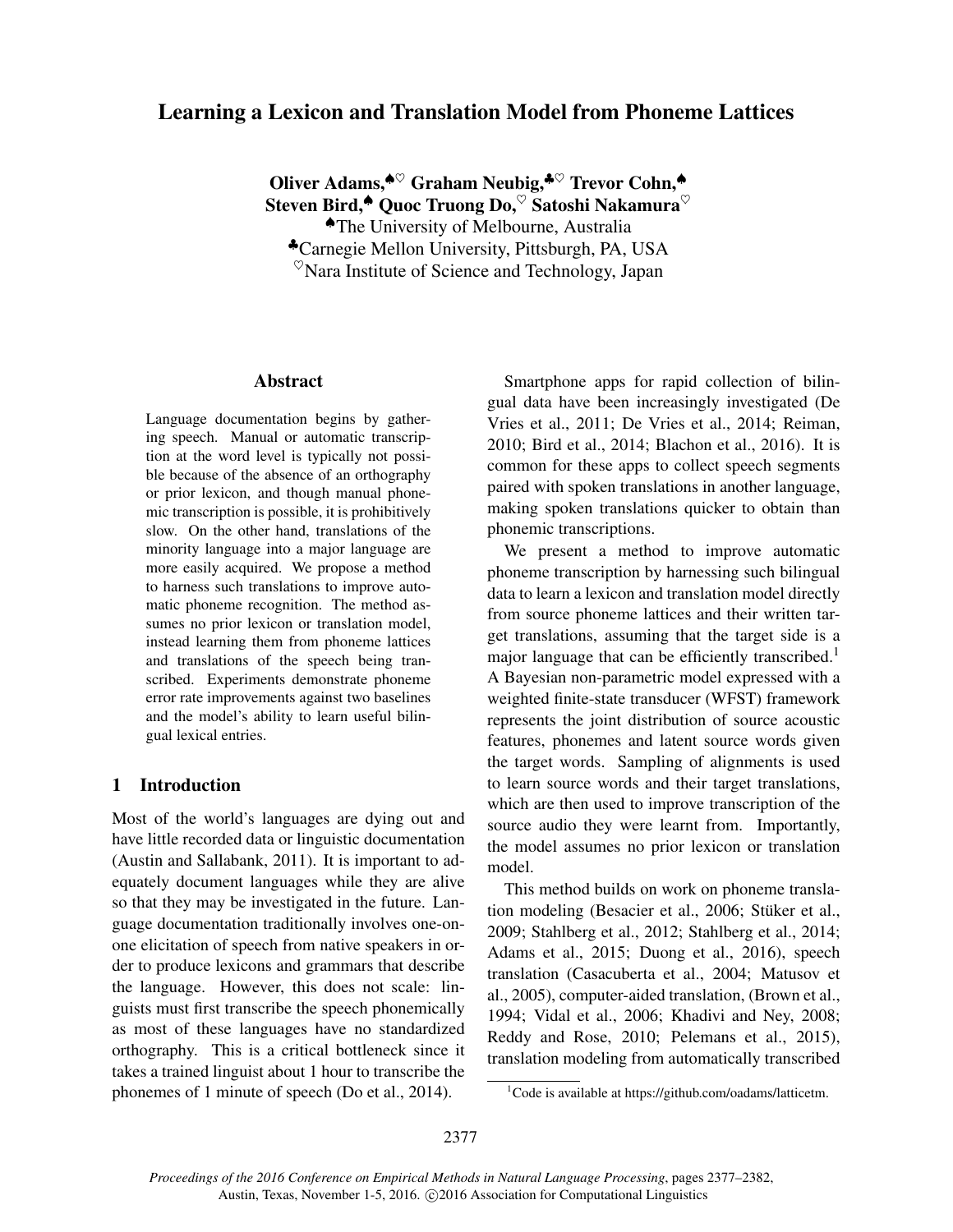# Learning a Lexicon and Translation Model from Phoneme Lattices

**Oliver Adams,[♠♡] Graham Neubig,[♣♡] Trevor Cohn,[♠]**
**Steven Bird,[♠] Quoc Truong Do,[♡] Satoshi Nakamura[♡]**
[♠]The University of Melbourne, Australia
[♣]Carnegie Mellon University, Pittsburgh, PA, USA
[♡]Nara Institute of Science and Technology, Japan

## Abstract

Language documentation begins by gathering speech. Manual or automatic transcription at the word level is typically not possible because of the absence of an orthography or prior lexicon, and though manual phonemic transcription is possible, it is prohibitively slow. On the other hand, translations of the minority language into a major language are more easily acquired. We propose a method to harness such translations to improve automatic phoneme recognition. The method assumes no prior lexicon or translation model, instead learning them from phoneme lattices and translations of the speech being transcribed. Experiments demonstrate phoneme error rate improvements against two baselines and the model's ability to learn useful bilingual lexical entries.

## 1 Introduction

Most of the world's languages are dying out and have little recorded data or linguistic documentation (Austin and Sallabank, 2011). It is important to adequately document languages while they are alive so that they may be investigated in the future. Language documentation traditionally involves one-on-one elicitation of speech from native speakers in order to produce lexicons and grammars that describe the language. However, this does not scale: linguists must first transcribe the speech phonemically as most of these languages have no standardized orthography. This is a critical bottleneck since it takes a trained linguist about 1 hour to transcribe the phonemes of 1 minute of speech (Do et al., 2014).

Smartphone apps for rapid collection of bilingual data have been increasingly investigated (De Vries et al., 2011; De Vries et al., 2014; Reiman, 2010; Bird et al., 2014; Blachon et al., 2016). It is common for these apps to collect speech segments paired with spoken translations in another language, making spoken translations quicker to obtain than phonemic transcriptions.

We present a method to improve automatic phoneme transcription by harnessing such bilingual data to learn a lexicon and translation model directly from source phoneme lattices and their written target translations, assuming that the target side is a major language that can be efficiently transcribed.[1] A Bayesian non-parametric model expressed with a weighted finite-state transducer (WFST) framework represents the joint distribution of source acoustic features, phonemes and latent source words given the target words. Sampling of alignments is used to learn source words and their target translations, which are then used to improve transcription of the source audio they were learnt from. Importantly, the model assumes no prior lexicon or translation model.

This method builds on work on phoneme translation modeling (Besacier et al., 2006; Stüker et al., 2009; Stahlberg et al., 2012; Stahlberg et al., 2014; Adams et al., 2015; Duong et al., 2016), speech translation (Casacuberta et al., 2004; Matusov et al., 2005), computer-aided translation, (Brown et al., 1994; Vidal et al., 2006; Khadivi and Ney, 2008; Reddy and Rose, 2010; Pelemans et al., 2015), translation modeling from automatically transcribed

[1] Code is available at https://github.com/oadams/latticetm.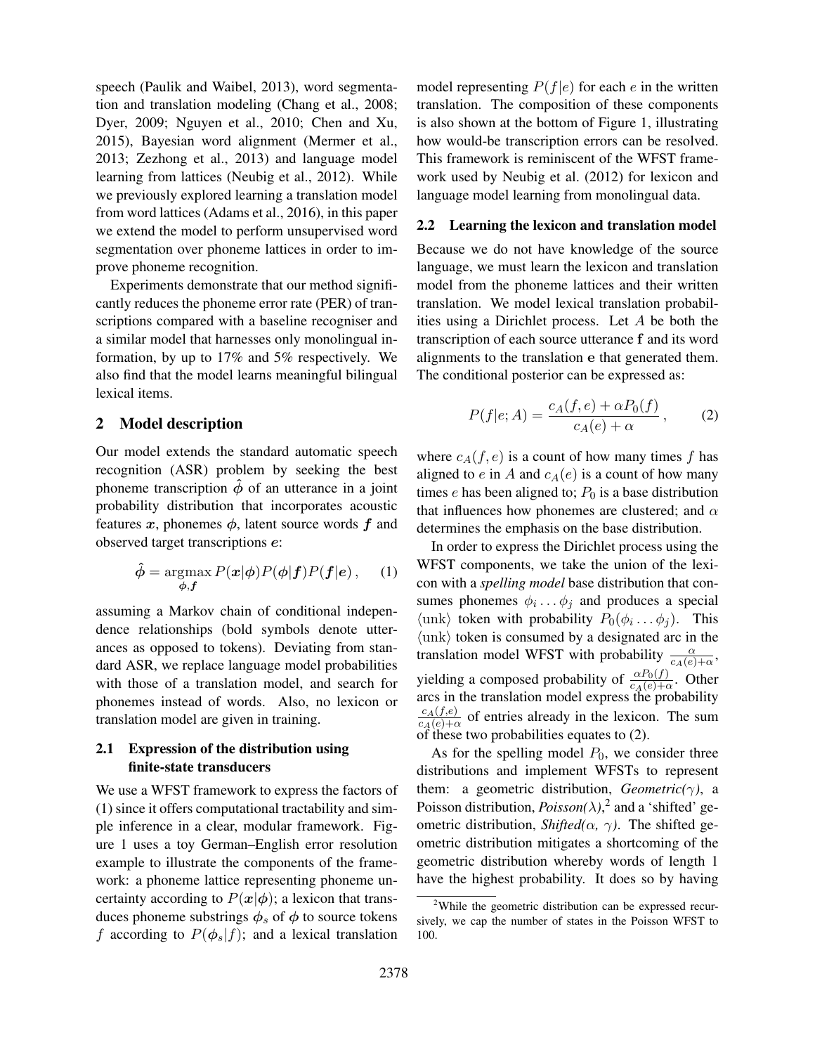speech (Paulik and Waibel, 2013), word segmentation and translation modeling (Chang et al., 2008; Dyer, 2009; Nguyen et al., 2010; Chen and Xu, 2015), Bayesian word alignment (Mermer et al., 2013; Zezhong et al., 2013) and language model learning from lattices (Neubig et al., 2012). While we previously explored learning a translation model from word lattices (Adams et al., 2016), in this paper we extend the model to perform unsupervised word segmentation over phoneme lattices in order to improve phoneme recognition.

Experiments demonstrate that our method significantly reduces the phoneme error rate (PER) of transcriptions compared with a baseline recogniser and a similar model that harnesses only monolingual information, by up to 17% and 5% respectively. We also find that the model learns meaningful bilingual lexical items.

## 2 Model description

Our model extends the standard automatic speech recognition (ASR) problem by seeking the best phoneme transcription $\hat{\boldsymbol{\phi}}$ of an utterance in a joint probability distribution that incorporates acoustic features $\boldsymbol{x}$, phonemes $\boldsymbol{\phi}$, latent source words $\boldsymbol{f}$ and observed target transcriptions $\boldsymbol{e}$:

$$\hat{\boldsymbol{\phi}} = \underset{\boldsymbol{\phi}, \boldsymbol{f}}{\operatorname{argmax}} \, P(\boldsymbol{x}|\boldsymbol{\phi}) P(\boldsymbol{\phi}|\boldsymbol{f}) P(\boldsymbol{f}|\boldsymbol{e}) \, , \qquad (1)$$

assuming a Markov chain of conditional independence relationships (bold symbols denote utterances as opposed to tokens). Deviating from standard ASR, we replace language model probabilities with those of a translation model, and search for phonemes instead of words. Also, no lexicon or translation model are given in training.

### 2.1 Expression of the distribution using finite-state transducers

We use a WFST framework to express the factors of (1) since it offers computational tractability and simple inference in a clear, modular framework. Figure 1 uses a toy German–English error resolution example to illustrate the components of the framework: a phoneme lattice representing phoneme uncertainty according to $P(\boldsymbol{x}|\boldsymbol{\phi})$; a lexicon that transduces phoneme substrings $\boldsymbol{\phi}_s$ of $\boldsymbol{\phi}$ to source tokens $f$ according to $P(\boldsymbol{\phi}_s|f)$; and a lexical translation model representing $P(f|e)$ for each $e$ in the written translation. The composition of these components is also shown at the bottom of Figure 1, illustrating how would-be transcription errors can be resolved. This framework is reminiscent of the WFST framework used by Neubig et al. (2012) for lexicon and language model learning from monolingual data.

### 2.2 Learning the lexicon and translation model

Because we do not have knowledge of the source language, we must learn the lexicon and translation model from the phoneme lattices and their written translation. We model lexical translation probabilities using a Dirichlet process. Let $A$ be both the transcription of each source utterance $\mathbf{f}$ and its word alignments to the translation $\mathbf{e}$ that generated them. The conditional posterior can be expressed as:

$$P(f|e; A) = \frac{c_A(f, e) + \alpha P_0(f)}{c_A(e) + \alpha} \, , \qquad (2)$$

where $c_A(f, e)$ is a count of how many times $f$ has aligned to $e$ in $A$ and $c_A(e)$ is a count of how many times $e$ has been aligned to; $P_0$ is a base distribution that influences how phonemes are clustered; and $\alpha$ determines the emphasis on the base distribution.

In order to express the Dirichlet process using the WFST components, we take the union of the lexicon with a *spelling model* base distribution that consumes phonemes $\phi_i \ldots \phi_j$ and produces a special $\langle \text{unk} \rangle$ token with probability $P_0(\phi_i \ldots \phi_j)$. This $\langle \text{unk} \rangle$ token is consumed by a designated arc in the translation model WFST with probability $\frac{\alpha}{c_A(e)+\alpha}$, yielding a composed probability of $\frac{\alpha P_0(f)}{c_A(e)+\alpha}$. Other arcs in the translation model express the probability $\frac{c_A(f,e)}{c_A(e)+\alpha}$ of entries already in the lexicon. The sum of these two probabilities equates to (2).

As for the spelling model $P_0$, we consider three distributions and implement WFSTs to represent them: a geometric distribution, *Geometric($\gamma$)*, a Poisson distribution, *Poisson($\lambda$)*,[2] and a 'shifted' geometric distribution, *Shifted($\alpha$, $\gamma$)*. The shifted geometric distribution mitigates a shortcoming of the geometric distribution whereby words of length 1 have the highest probability. It does so by having

[2]While the geometric distribution can be expressed recursively, we cap the number of states in the Poisson WFST to 100.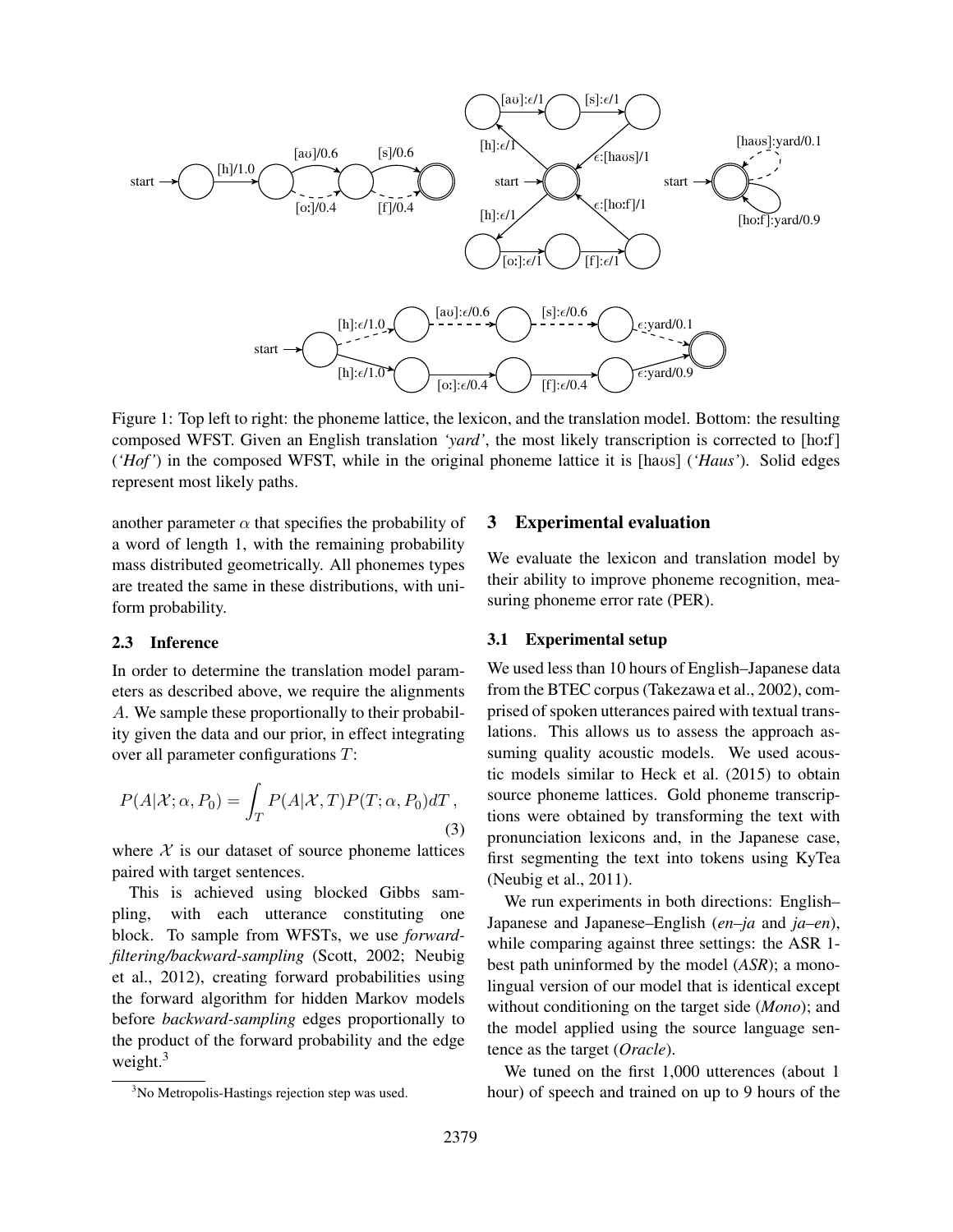Figure 1: Top left to right: the phoneme lattice, the lexicon, and the translation model. Bottom: the resulting composed WFST. Given an English translation *'yard'*, the most likely transcription is corrected to [hoːf] (*'Hof'*) in the composed WFST, while in the original phoneme lattice it is [haʊs] (*'Haus'*). Solid edges represent most likely paths.

another parameter $\alpha$ that specifies the probability of a word of length 1, with the remaining probability mass distributed geometrically. All phonemes types are treated the same in these distributions, with uniform probability.

### 2.3 Inference

In order to determine the translation model parameters as described above, we require the alignments $A$. We sample these proportionally to their probability given the data and our prior, in effect integrating over all parameter configurations $T$:

$$P(A|\mathcal{X}; \alpha, P_0) = \int_T P(A|\mathcal{X}, T) P(T; \alpha, P_0) dT \,, \tag{3}$$

where $\mathcal{X}$ is our dataset of source phoneme lattices paired with target sentences.

This is achieved using blocked Gibbs sampling, with each utterance constituting one block. To sample from WFSTs, we use *forward-filtering/backward-sampling* (Scott, 2002; Neubig et al., 2012), creating forward probabilities using the forward algorithm for hidden Markov models before *backward-sampling* edges proportionally to the product of the forward probability and the edge weight.[3]

[3]No Metropolis-Hastings rejection step was used.

## 3 Experimental evaluation

We evaluate the lexicon and translation model by their ability to improve phoneme recognition, measuring phoneme error rate (PER).

### 3.1 Experimental setup

We used less than 10 hours of English–Japanese data from the BTEC corpus (Takezawa et al., 2002), comprised of spoken utterances paired with textual translations. This allows us to assess the approach assuming quality acoustic models. We used acoustic models similar to Heck et al. (2015) to obtain source phoneme lattices. Gold phoneme transcriptions were obtained by transforming the text with pronunciation lexicons and, in the Japanese case, first segmenting the text into tokens using KyTea (Neubig et al., 2011).

We run experiments in both directions: English–Japanese and Japanese–English (*en–ja* and *ja–en*), while comparing against three settings: the ASR 1-best path uninformed by the model (*ASR*); a monolingual version of our model that is identical except without conditioning on the target side (*Mono*); and the model applied using the source language sentence as the target (*Oracle*).

We tuned on the first 1,000 utterences (about 1 hour) of speech and trained on up to 9 hours of the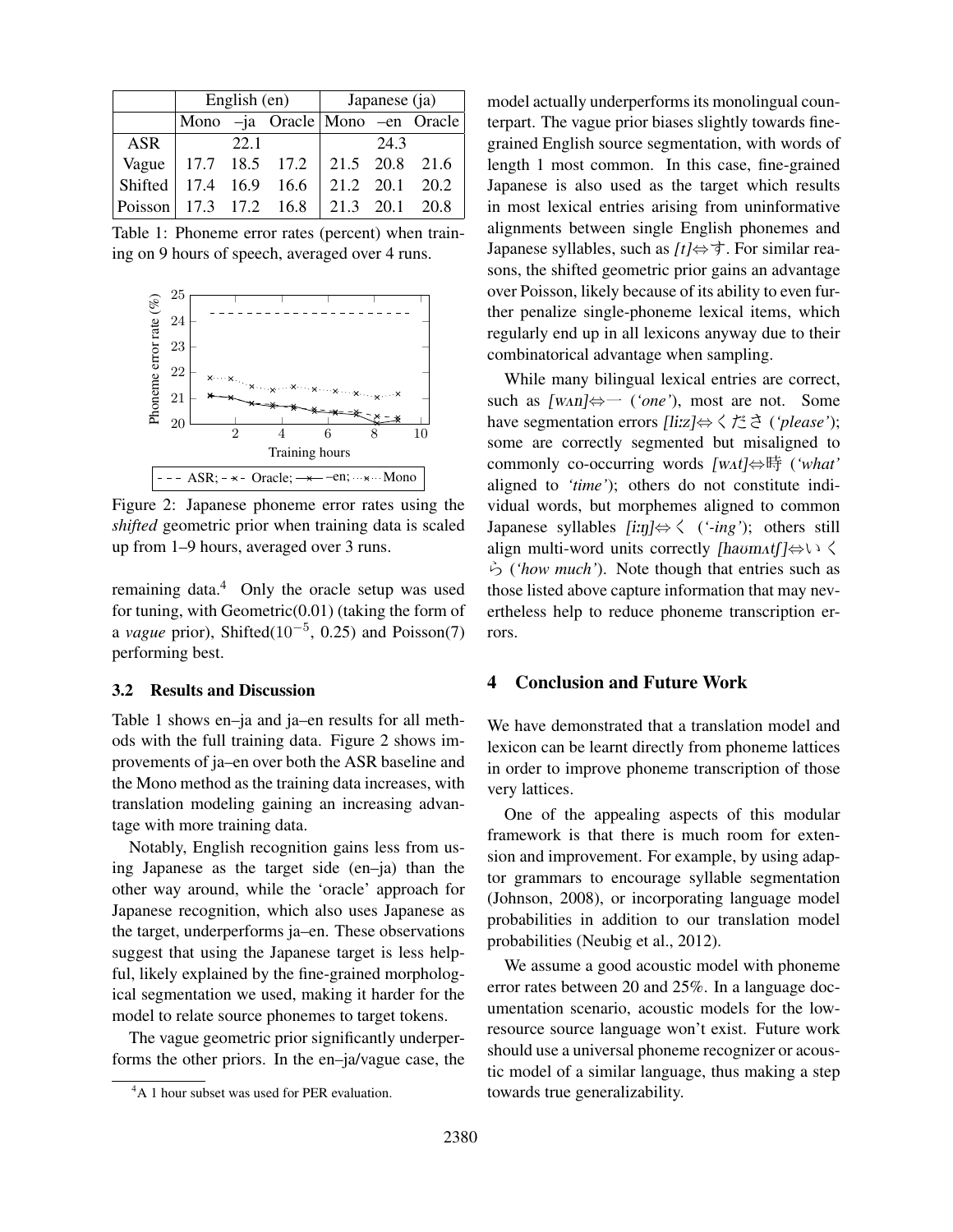| | English (en) | | | Japanese (ja) | | |
|---|---|---|---|---|---|---|
| | Mono | –ja | Oracle | Mono | –en | Oracle |
| ASR | | 22.1 | | | 24.3 | |
| Vague | 17.7 | 18.5 | 17.2 | 21.5 | 20.8 | 21.6 |
| Shifted | 17.4 | 16.9 | 16.6 | 21.2 | 20.1 | 20.2 |
| Poisson | 17.3 | 17.2 | 16.8 | 21.3 | 20.1 | 20.8 |

Table 1: Phoneme error rates (percent) when training on 9 hours of speech, averaged over 4 runs.

Figure 2: Japanese phoneme error rates using the *shifted* geometric prior when training data is scaled up from 1–9 hours, averaged over 3 runs.

remaining data.[4] Only the oracle setup was used for tuning, with Geometric(0.01) (taking the form of a *vague* prior), Shifted($10^{-5}$, 0.25) and Poisson(7) performing best.

### 3.2 Results and Discussion

Table 1 shows en–ja and ja–en results for all methods with the full training data. Figure 2 shows improvements of ja–en over both the ASR baseline and the Mono method as the training data increases, with translation modeling gaining an increasing advantage with more training data.

Notably, English recognition gains less from using Japanese as the target side (en–ja) than the other way around, while the 'oracle' approach for Japanese recognition, which also uses Japanese as the target, underperforms ja–en. These observations suggest that using the Japanese target is less helpful, likely explained by the fine-grained morphological segmentation we used, making it harder for the model to relate source phonemes to target tokens.

The vague geometric prior significantly underperforms the other priors. In the en–ja/vague case, the model actually underperforms its monolingual counterpart. The vague prior biases slightly towards fine-grained English source segmentation, with words of length 1 most common. In this case, fine-grained Japanese is also used as the target which results in most lexical entries arising from uninformative alignments between single English phonemes and Japanese syllables, such as *[t]*⇔す. For similar reasons, the shifted geometric prior gains an advantage over Poisson, likely because of its ability to even further penalize single-phoneme lexical items, which regularly end up in all lexicons anyway due to their combinatorical advantage when sampling.

While many bilingual lexical entries are correct, such as *[wʌn]*⇔一 (*'one'*), most are not. Some have segmentation errors *[li:z]*⇔くださ (*'please'*); some are correctly segmented but misaligned to commonly co-occurring words *[wʌt]*⇔時 (*'what'* aligned to *'time'*); others do not constitute individual words, but morphemes aligned to common Japanese syllables *[i:ŋ]*⇔く (*'-ing'*); others still align multi-word units correctly *[haʊmʌtʃ]*⇔いくら (*'how much'*). Note though that entries such as those listed above capture information that may nevertheless help to reduce phoneme transcription errors.

## 4 Conclusion and Future Work

We have demonstrated that a translation model and lexicon can be learnt directly from phoneme lattices in order to improve phoneme transcription of those very lattices.

One of the appealing aspects of this modular framework is that there is much room for extension and improvement. For example, by using adaptor grammars to encourage syllable segmentation (Johnson, 2008), or incorporating language model probabilities in addition to our translation model probabilities (Neubig et al., 2012).

We assume a good acoustic model with phoneme error rates between 20 and 25%. In a language documentation scenario, acoustic models for the low-resource source language won't exist. Future work should use a universal phoneme recognizer or acoustic model of a similar language, thus making a step towards true generalizability.

[4]A 1 hour subset was used for PER evaluation.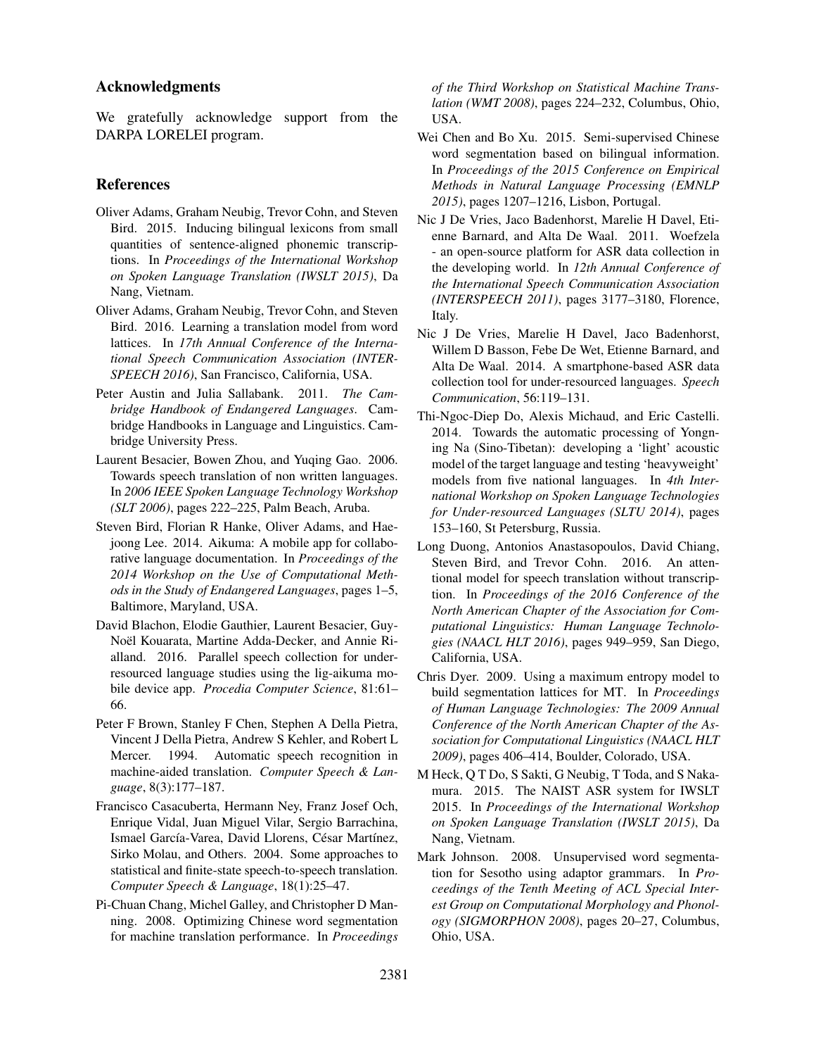## Acknowledgments

We gratefully acknowledge support from the DARPA LORELEI program.

## References

Oliver Adams, Graham Neubig, Trevor Cohn, and Steven Bird. 2015. Inducing bilingual lexicons from small quantities of sentence-aligned phonemic transcriptions. In *Proceedings of the International Workshop on Spoken Language Translation (IWSLT 2015)*, Da Nang, Vietnam.

Oliver Adams, Graham Neubig, Trevor Cohn, and Steven Bird. 2016. Learning a translation model from word lattices. In *17th Annual Conference of the International Speech Communication Association (INTERSPEECH 2016)*, San Francisco, California, USA.

Peter Austin and Julia Sallabank. 2011. *The Cambridge Handbook of Endangered Languages*. Cambridge Handbooks in Language and Linguistics. Cambridge University Press.

Laurent Besacier, Bowen Zhou, and Yuqing Gao. 2006. Towards speech translation of non written languages. In *2006 IEEE Spoken Language Technology Workshop (SLT 2006)*, pages 222–225, Palm Beach, Aruba.

Steven Bird, Florian R Hanke, Oliver Adams, and Haejoong Lee. 2014. Aikuma: A mobile app for collaborative language documentation. In *Proceedings of the 2014 Workshop on the Use of Computational Methods in the Study of Endangered Languages*, pages 1–5, Baltimore, Maryland, USA.

David Blachon, Elodie Gauthier, Laurent Besacier, Guy-Noël Kouarata, Martine Adda-Decker, and Annie Rialland. 2016. Parallel speech collection for under-resourced language studies using the lig-aikuma mobile device app. *Procedia Computer Science*, 81:61–66.

Peter F Brown, Stanley F Chen, Stephen A Della Pietra, Vincent J Della Pietra, Andrew S Kehler, and Robert L Mercer. 1994. Automatic speech recognition in machine-aided translation. *Computer Speech & Language*, 8(3):177–187.

Francisco Casacuberta, Hermann Ney, Franz Josef Och, Enrique Vidal, Juan Miguel Vilar, Sergio Barrachina, Ismael García-Varea, David Llorens, César Martínez, Sirko Molau, and Others. 2004. Some approaches to statistical and finite-state speech-to-speech translation. *Computer Speech & Language*, 18(1):25–47.

Pi-Chuan Chang, Michel Galley, and Christopher D Manning. 2008. Optimizing Chinese word segmentation for machine translation performance. In *Proceedings of the Third Workshop on Statistical Machine Translation (WMT 2008)*, pages 224–232, Columbus, Ohio, USA.

Wei Chen and Bo Xu. 2015. Semi-supervised Chinese word segmentation based on bilingual information. In *Proceedings of the 2015 Conference on Empirical Methods in Natural Language Processing (EMNLP 2015)*, pages 1207–1216, Lisbon, Portugal.

Nic J De Vries, Jaco Badenhorst, Marelie H Davel, Etienne Barnard, and Alta De Waal. 2011. Woefzela - an open-source platform for ASR data collection in the developing world. In *12th Annual Conference of the International Speech Communication Association (INTERSPEECH 2011)*, pages 3177–3180, Florence, Italy.

Nic J De Vries, Marelie H Davel, Jaco Badenhorst, Willem D Basson, Febe De Wet, Etienne Barnard, and Alta De Waal. 2014. A smartphone-based ASR data collection tool for under-resourced languages. *Speech Communication*, 56:119–131.

Thi-Ngoc-Diep Do, Alexis Michaud, and Eric Castelli. 2014. Towards the automatic processing of Yongning Na (Sino-Tibetan): developing a 'light' acoustic model of the target language and testing 'heavyweight' models from five national languages. In *4th International Workshop on Spoken Language Technologies for Under-resourced Languages (SLTU 2014)*, pages 153–160, St Petersburg, Russia.

Long Duong, Antonios Anastasopoulos, David Chiang, Steven Bird, and Trevor Cohn. 2016. An attentional model for speech translation without transcription. In *Proceedings of the 2016 Conference of the North American Chapter of the Association for Computational Linguistics: Human Language Technologies (NAACL HLT 2016)*, pages 949–959, San Diego, California, USA.

Chris Dyer. 2009. Using a maximum entropy model to build segmentation lattices for MT. In *Proceedings of Human Language Technologies: The 2009 Annual Conference of the North American Chapter of the Association for Computational Linguistics (NAACL HLT 2009)*, pages 406–414, Boulder, Colorado, USA.

M Heck, Q T Do, S Sakti, G Neubig, T Toda, and S Nakamura. 2015. The NAIST ASR system for IWSLT 2015. In *Proceedings of the International Workshop on Spoken Language Translation (IWSLT 2015)*, Da Nang, Vietnam.

Mark Johnson. 2008. Unsupervised word segmentation for Sesotho using adaptor grammars. In *Proceedings of the Tenth Meeting of ACL Special Interest Group on Computational Morphology and Phonology (SIGMORPHON 2008)*, pages 20–27, Columbus, Ohio, USA.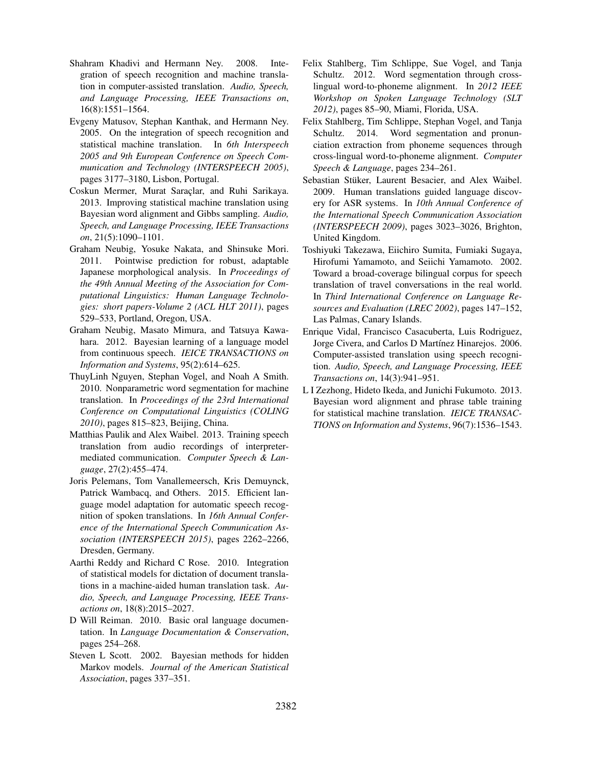Shahram Khadivi and Hermann Ney. 2008. Integration of speech recognition and machine translation in computer-assisted translation. *Audio, Speech, and Language Processing, IEEE Transactions on*, 16(8):1551–1564.

Evgeny Matusov, Stephan Kanthak, and Hermann Ney. 2005. On the integration of speech recognition and statistical machine translation. In *6th Interspeech 2005 and 9th European Conference on Speech Communication and Technology (INTERSPEECH 2005)*, pages 3177–3180, Lisbon, Portugal.

Coskun Mermer, Murat Saraçlar, and Ruhi Sarikaya. 2013. Improving statistical machine translation using Bayesian word alignment and Gibbs sampling. *Audio, Speech, and Language Processing, IEEE Transactions on*, 21(5):1090–1101.

Graham Neubig, Yosuke Nakata, and Shinsuke Mori. 2011. Pointwise prediction for robust, adaptable Japanese morphological analysis. In *Proceedings of the 49th Annual Meeting of the Association for Computational Linguistics: Human Language Technologies: short papers-Volume 2 (ACL HLT 2011)*, pages 529–533, Portland, Oregon, USA.

Graham Neubig, Masato Mimura, and Tatsuya Kawahara. 2012. Bayesian learning of a language model from continuous speech. *IEICE TRANSACTIONS on Information and Systems*, 95(2):614–625.

ThuyLinh Nguyen, Stephan Vogel, and Noah A Smith. 2010. Nonparametric word segmentation for machine translation. In *Proceedings of the 23rd International Conference on Computational Linguistics (COLING 2010)*, pages 815–823, Beijing, China.

Matthias Paulik and Alex Waibel. 2013. Training speech translation from audio recordings of interpreter-mediated communication. *Computer Speech & Language*, 27(2):455–474.

Joris Pelemans, Tom Vanallemeersch, Kris Demuynck, Patrick Wambacq, and Others. 2015. Efficient language model adaptation for automatic speech recognition of spoken translations. In *16th Annual Conference of the International Speech Communication Association (INTERSPEECH 2015)*, pages 2262–2266, Dresden, Germany.

Aarthi Reddy and Richard C Rose. 2010. Integration of statistical models for dictation of document translations in a machine-aided human translation task. *Audio, Speech, and Language Processing, IEEE Transactions on*, 18(8):2015–2027.

D Will Reiman. 2010. Basic oral language documentation. In *Language Documentation & Conservation*, pages 254–268.

Steven L Scott. 2002. Bayesian methods for hidden Markov models. *Journal of the American Statistical Association*, pages 337–351.

Felix Stahlberg, Tim Schlippe, Sue Vogel, and Tanja Schultz. 2012. Word segmentation through cross-lingual word-to-phoneme alignment. In *2012 IEEE Workshop on Spoken Language Technology (SLT 2012)*, pages 85–90, Miami, Florida, USA.

Felix Stahlberg, Tim Schlippe, Stephan Vogel, and Tanja Schultz. 2014. Word segmentation and pronunciation extraction from phoneme sequences through cross-lingual word-to-phoneme alignment. *Computer Speech & Language*, pages 234–261.

Sebastian Stüker, Laurent Besacier, and Alex Waibel. 2009. Human translations guided language discovery for ASR systems. In *10th Annual Conference of the International Speech Communication Association (INTERSPEECH 2009)*, pages 3023–3026, Brighton, United Kingdom.

Toshiyuki Takezawa, Eiichiro Sumita, Fumiaki Sugaya, Hirofumi Yamamoto, and Seiichi Yamamoto. 2002. Toward a broad-coverage bilingual corpus for speech translation of travel conversations in the real world. In *Third International Conference on Language Resources and Evaluation (LREC 2002)*, pages 147–152, Las Palmas, Canary Islands.

Enrique Vidal, Francisco Casacuberta, Luis Rodriguez, Jorge Civera, and Carlos D Martínez Hinarejos. 2006. Computer-assisted translation using speech recognition. *Audio, Speech, and Language Processing, IEEE Transactions on*, 14(3):941–951.

L I Zezhong, Hideto Ikeda, and Junichi Fukumoto. 2013. Bayesian word alignment and phrase table training for statistical machine translation. *IEICE TRANSACTIONS on Information and Systems*, 96(7):1536–1543.